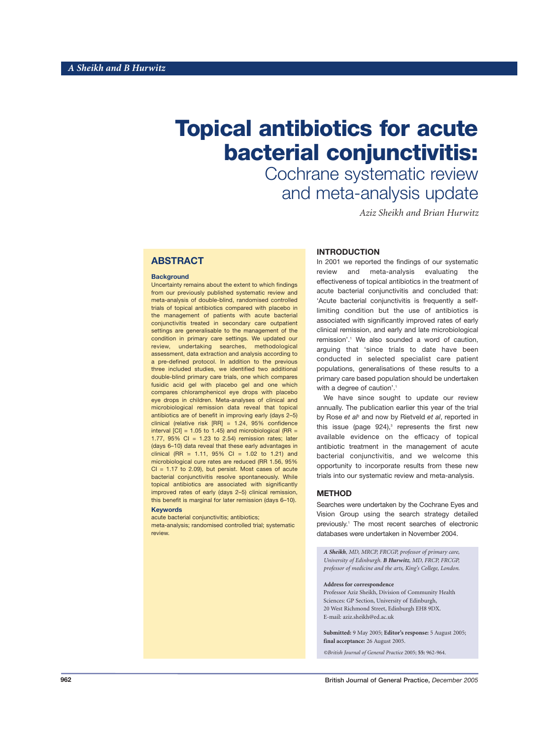# Topical antibiotics for acute bacterial conjunctivitis:

## Cochrane systematic review and meta-analysis update

*Aziz Sheikh and Brian Hurwitz*

## ABSTRACT

### Background

Uncertainty remains about the extent to which findings from our previously published systematic review and meta-analysis of double-blind, randomised controlled trials of topical antibiotics compared with placebo in the management of patients with acute bacterial conjunctivitis treated in secondary care outpatient settings are generalisable to the management of the condition in primary care settings. We updated our review, undertaking searches, methodological assessment, data extraction and analysis according to a pre-defined protocol. In addition to the previous three included studies, we identified two additional double-blind primary care trials, one which compares fusidic acid gel with placebo gel and one which compares chloramphenicol eye drops with placebo eye drops in children. Meta-analyses of clinical and microbiological remission data reveal that topical antibiotics are of benefit in improving early (days 2–5) clinical (relative risk [RR] = 1.24, 95% confidence interval [CI] = 1.05 to 1.45) and microbiological (RR = 1.77, 95% CI = 1.23 to 2.54) remission rates; later (days 6–10) data reveal that these early advantages in clinical (RR = 1.11, 95% CI = 1.02 to 1.21) and microbiological cure rates are reduced (RR 1.56, 95% CI = 1.17 to 2.09), but persist. Most cases of acute bacterial conjunctivitis resolve spontaneously. While topical antibiotics are associated with significantly improved rates of early (days 2–5) clinical remission, this benefit is marginal for later remission (days 6–10).

### Keywords

acute bacterial conjunctivitis; antibiotics; meta-analysis; randomised controlled trial; systematic review.

## INTRODUCTION

In 2001 we reported the findings of our systematic review and meta-analysis evaluating the effectiveness of topical antibiotics in the treatment of acute bacterial conjunctivitis and concluded that: 'Acute bacterial conjunctivitis is frequently a self-limiting condition but the use of antibiotics is associated with significantly improved rates of early clinical remission, and early and late microbiological remission'.[1] We also sounded a word of caution, arguing that 'since trials to date have been conducted in selected specialist care patient populations, generalisations of these results to a primary care based population should be undertaken with a degree of caution'.[1]

We have since sought to update our review annually. The publication earlier this year of the trial by Rose *et al*[2] and now by Rietveld *et al*, reported in this issue (page 924),[3] represents the first new available evidence on the efficacy of topical antibiotic treatment in the management of acute bacterial conjunctivitis, and we welcome this opportunity to incorporate results from these new trials into our systematic review and meta-analysis.

## METHOD

Searches were undertaken by the Cochrane Eyes and Vision Group using the search strategy detailed previously.[1] The most recent searches of electronic databases were undertaken in November 2004.

**A Sheikh**, *MD, MRCP, FRCGP, professor of primary care, University of Edinburgh.* **B Hurwitz**, *MD, FRCP, FRCGP, professor of medicine and the arts, King's College, London.*

**Address for correspondence**

Professor Aziz Sheikh, Division of Community Health Sciences: GP Section, University of Edinburgh, 20 West Richmond Street, Edinburgh EH8 9DX.
E-mail: aziz.sheikh@ed.ac.uk

**Submitted:** 9 May 2005; **Editor's response:** 5 August 2005; **final acceptance:** 26 August 2005.

*©British Journal of General Practice* 2005; **55:** 962-964.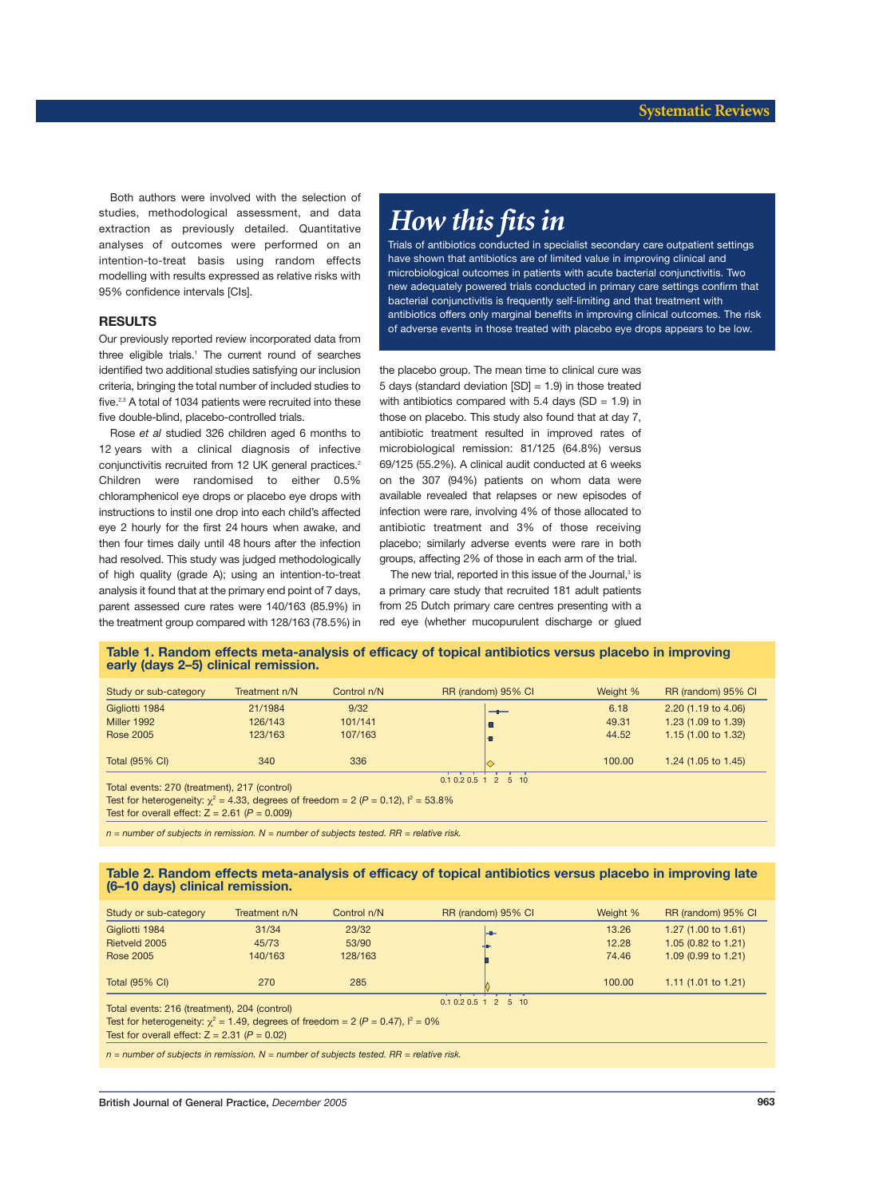Both authors were involved with the selection of studies, methodological assessment, and data extraction as previously detailed. Quantitative analyses of outcomes were performed on an intention-to-treat basis using random effects modelling with results expressed as relative risks with 95% confidence intervals [CIs].

## RESULTS

Our previously reported review incorporated data from three eligible trials.[1] The current round of searches identified two additional studies satisfying our inclusion criteria, bringing the total number of included studies to five.[2,3] A total of 1034 patients were recruited into these five double-blind, placebo-controlled trials.

Rose *et al* studied 326 children aged 6 months to 12 years with a clinical diagnosis of infective conjunctivitis recruited from 12 UK general practices.[2] Children were randomised to either 0.5% chloramphenicol eye drops or placebo eye drops with instructions to instil one drop into each child's affected eye 2 hourly for the first 24 hours when awake, and then four times daily until 48 hours after the infection had resolved. This study was judged methodologically of high quality (grade A); using an intention-to-treat analysis it found that at the primary end point of 7 days, parent assessed cure rates were 140/163 (85.9%) in the treatment group compared with 128/163 (78.5%) in the placebo group. The mean time to clinical cure was 5 days (standard deviation [SD] = 1.9) in those treated with antibiotics compared with 5.4 days (SD = 1.9) in those on placebo. This study also found that at day 7, antibiotic treatment resulted in improved rates of microbiological remission: 81/125 (64.8%) versus 69/125 (55.2%). A clinical audit conducted at 6 weeks on the 307 (94%) patients on whom data were available revealed that relapses or new episodes of infection were rare, involving 4% of those allocated to antibiotic treatment and 3% of those receiving placebo; similarly adverse events were rare in both groups, affecting 2% of those in each arm of the trial.

The new trial, reported in this issue of the Journal,[3] is a primary care study that recruited 181 adult patients from 25 Dutch primary care centres presenting with a red eye (whether mucopurulent discharge or glued

## How this fits in

Trials of antibiotics conducted in specialist secondary care outpatient settings have shown that antibiotics are of limited value in improving clinical and microbiological outcomes in patients with acute bacterial conjunctivitis. Two new adequately powered trials conducted in primary care settings confirm that bacterial conjunctivitis is frequently self-limiting and that treatment with antibiotics offers only marginal benefits in improving clinical outcomes. The risk of adverse events in those treated with placebo eye drops appears to be low.

**Table 1. Random effects meta-analysis of efficacy of topical antibiotics versus placebo in improving early (days 2–5) clinical remission.**

| Study or sub-category | Treatment n/N | Control n/N | RR (random) 95% CI | Weight % | RR (random) 95% CI |
|---|---|---|---|---|---|
| Gigliotti 1984 | 21/1984 | 9/32 | | 6.18 | 2.20 (1.19 to 4.06) |
| Miller 1992 | 126/143 | 101/141 | | 49.31 | 1.23 (1.09 to 1.39) |
| Rose 2005 | 123/163 | 107/163 | | 44.52 | 1.15 (1.00 to 1.32) |
| Total (95% CI) | 340 | 336 | | 100.00 | 1.24 (1.05 to 1.45) |

Total events: 270 (treatment), 217 (control)
Test for heterogeneity: $\chi^2$ = 4.33, degrees of freedom = 2 ($P$ = 0.12), $I^2$ = 53.8%
Test for overall effect: $Z$ = 2.61 ($P$ = 0.009)

*n = number of subjects in remission. N = number of subjects tested. RR = relative risk.*

**Table 2. Random effects meta-analysis of efficacy of topical antibiotics versus placebo in improving late (6–10 days) clinical remission.**

| Study or sub-category | Treatment n/N | Control n/N | RR (random) 95% CI | Weight % | RR (random) 95% CI |
|---|---|---|---|---|---|
| Gigliotti 1984 | 31/34 | 23/32 | | 13.26 | 1.27 (1.00 to 1.61) |
| Rietveld 2005 | 45/73 | 53/90 | | 12.28 | 1.05 (0.82 to 1.21) |
| Rose 2005 | 140/163 | 128/163 | | 74.46 | 1.09 (0.99 to 1.21) |
| Total (95% CI) | 270 | 285 | | 100.00 | 1.11 (1.01 to 1.21) |

Total events: 216 (treatment), 204 (control)
Test for heterogeneity: $\chi^2$ = 1.49, degrees of freedom = 2 ($P$ = 0.47), $I^2$ = 0%
Test for overall effect: $Z$ = 2.31 ($P$ = 0.02)

*n = number of subjects in remission. N = number of subjects tested. RR = relative risk.*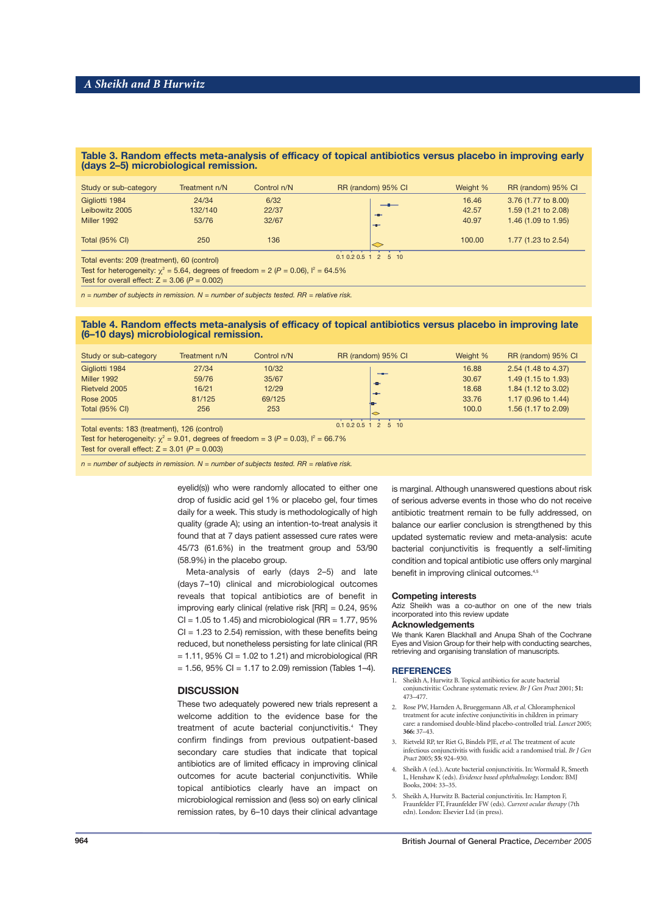**Table 3. Random effects meta-analysis of efficacy of topical antibiotics versus placebo in improving early (days 2–5) microbiological remission.**

| Study or sub-category | Treatment n/N | Control n/N | RR (random) 95% CI | Weight % | RR (random) 95% CI |
|---|---|---|---|---|---|
| Gigliotti 1984 | 24/34 | 6/32 | | 16.46 | 3.76 (1.77 to 8.00) |
| Leibowitz 2005 | 132/140 | 22/37 | | 42.57 | 1.59 (1.21 to 2.08) |
| Miller 1992 | 53/76 | 32/67 | | 40.97 | 1.46 (1.09 to 1.95) |
| Total (95% CI) | 250 | 136 | | 100.00 | 1.77 (1.23 to 2.54) |

0.1 0.2 0.5 1 2 5 10

Total events: 209 (treatment), 60 (control)
Test for heterogeneity: $\chi^2$ = 5.64, degrees of freedom = 2 ($P$ = 0.06), $I^2$ = 64.5%
Test for overall effect: Z = 3.06 ($P$ = 0.002)

*n = number of subjects in remission. N = number of subjects tested. RR = relative risk.*

**Table 4. Random effects meta-analysis of efficacy of topical antibiotics versus placebo in improving late (6–10 days) microbiological remission.**

| Study or sub-category | Treatment n/N | Control n/N | RR (random) 95% CI | Weight % | RR (random) 95% CI |
|---|---|---|---|---|---|
| Gigliotti 1984 | 27/34 | 10/32 | | 16.88 | 2.54 (1.48 to 4.37) |
| Miller 1992 | 59/76 | 35/67 | | 30.67 | 1.49 (1.15 to 1.93) |
| Rietveld 2005 | 16/21 | 12/29 | | 18.68 | 1.84 (1.12 to 3.02) |
| Rose 2005 | 81/125 | 69/125 | | 33.76 | 1.17 (0.96 to 1.44) |
| Total (95% CI) | 256 | 253 | | 100.0 | 1.56 (1.17 to 2.09) |

0.1 0.2 0.5 1 2 5 10

Total events: 183 (treatment), 126 (control)
Test for heterogeneity: $\chi^2$ = 9.01, degrees of freedom = 3 ($P$ = 0.03), $I^2$ = 66.7%
Test for overall effect: Z = 3.01 ($P$ = 0.003)

*n = number of subjects in remission. N = number of subjects tested. RR = relative risk.*

eyelid(s)) who were randomly allocated to either one drop of fusidic acid gel 1% or placebo gel, four times daily for a week. This study is methodologically of high quality (grade A); using an intention-to-treat analysis it found that at 7 days patient assessed cure rates were 45/73 (61.6%) in the treatment group and 53/90 (58.9%) in the placebo group.

Meta-analysis of early (days 2–5) and late (days 7–10) clinical and microbiological outcomes reveals that topical antibiotics are of benefit in improving early clinical (relative risk [RR] = 0.24, 95% CI = 1.05 to 1.45) and microbiological (RR = 1.77, 95% CI = 1.23 to 2.54) remission, with these benefits being reduced, but nonetheless persisting for late clinical (RR = 1.11, 95% CI = 1.02 to 1.21) and microbiological (RR = 1.56, 95% CI = 1.17 to 2.09) remission (Tables 1–4).

## DISCUSSION

These two adequately powered new trials represent a welcome addition to the evidence base for the treatment of acute bacterial conjunctivitis.[4] They confirm findings from previous outpatient-based secondary care studies that indicate that topical antibiotics are of limited efficacy in improving clinical outcomes for acute bacterial conjunctivitis. While topical antibiotics clearly have an impact on microbiological remission and (less so) on early clinical remission rates, by 6–10 days their clinical advantage is marginal. Although unanswered questions about risk of serious adverse events in those who do not receive antibiotic treatment remain to be fully addressed, on balance our earlier conclusion is strengthened by this updated systematic review and meta-analysis: acute bacterial conjunctivitis is frequently a self-limiting condition and topical antibiotic use offers only marginal benefit in improving clinical outcomes.[4,5]

### Competing interests

Aziz Sheikh was a co-author on one of the new trials incorporated into this review update

### Acknowledgements

We thank Karen Blackhall and Anupa Shah of the Cochrane Eyes and Vision Group for their help with conducting searches, retrieving and organising translation of manuscripts.

## REFERENCES

1. Sheikh A, Hurwitz B. Topical antibiotics for acute bacterial conjunctivitis: Cochrane systematic review. *Br J Gen Pract* 2001; **51:** 473–477.
2. Rose PW, Harnden A, Brueggemann AB, *et al.* Chloramphenicol treatment for acute infective conjunctivitis in children in primary care: a randomised double-blind placebo-controlled trial. *Lancet* 2005; **366:** 37–43.
3. Rietveld RP, ter Riet G, Bindels PJE, *et al.* The treatment of acute infectious conjunctivitis with fusidic acid: a randomised trial. *Br J Gen Pract* 2005; **55:** 924–930.
4. Sheikh A (ed.). Acute bacterial conjunctivitis. In: Wormald R, Smeeth L, Henshaw K (eds). *Evidence based ophthalmology.* London: BMJ Books, 2004: 33–35.
5. Sheikh A, Hurwitz B. Bacterial conjunctivitis. In: Hampton F, Fraunfelder FT, Fraunfelder FW (eds). *Current ocular therapy* (7th edn). London: Elsevier Ltd (in press).